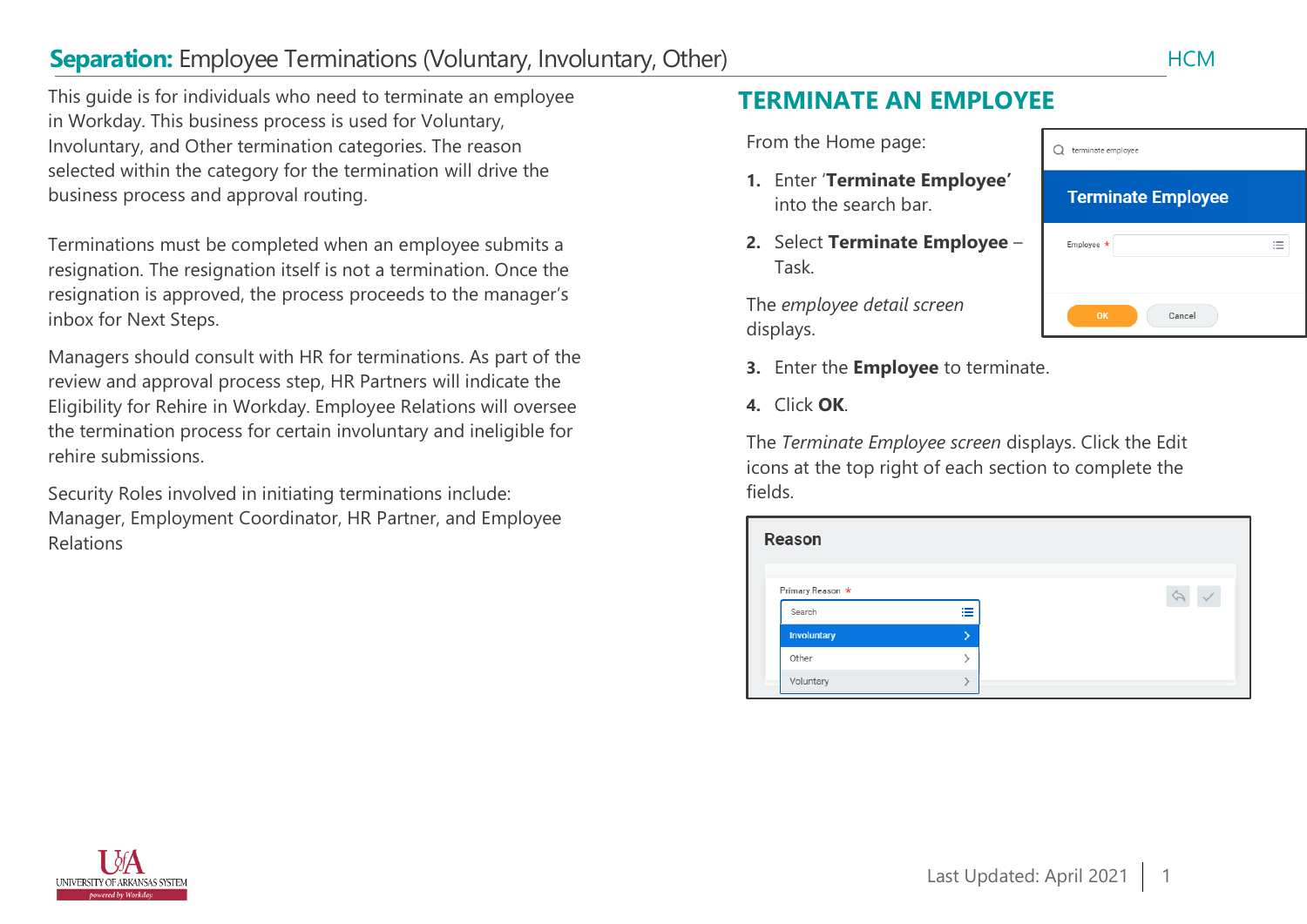# **Separation:** Employee Terminations (Voluntary, Involuntary, Other)

This guide is for individuals who need to terminate an employee in Workday. This business process is used for Voluntary, Involuntary, and Other termination categories. The reason selected within the category for the termination will drive the business process and approval routing.

Terminations must be completed when an employee submits a resignation. The resignation itself is not a termination. Once the resignation is approved, the process proceeds to the manager's inbox for Next Steps.

Managers should consult with HR for terminations. As part of the review and approval process step, HR Partners will indicate the Eligibility for Rehire in Workday. Employee Relations will oversee the termination process for certain involuntary and ineligible for rehire submissions.

Security Roles involved in initiating terminations include: Manager, Employment Coordinator, HR Partner, and Employee Relations

## TERMINATE AN EMPLOYEE

From the Home page:

1. Enter '**Terminate Employee'** into the search bar.
2. Select **Terminate Employee** – Task.

The *employee detail screen* displays.

3. Enter the **Employee** to terminate.
4. Click **OK**.

The *Terminate Employee screen* displays. Click the Edit icons at the top right of each section to complete the fields.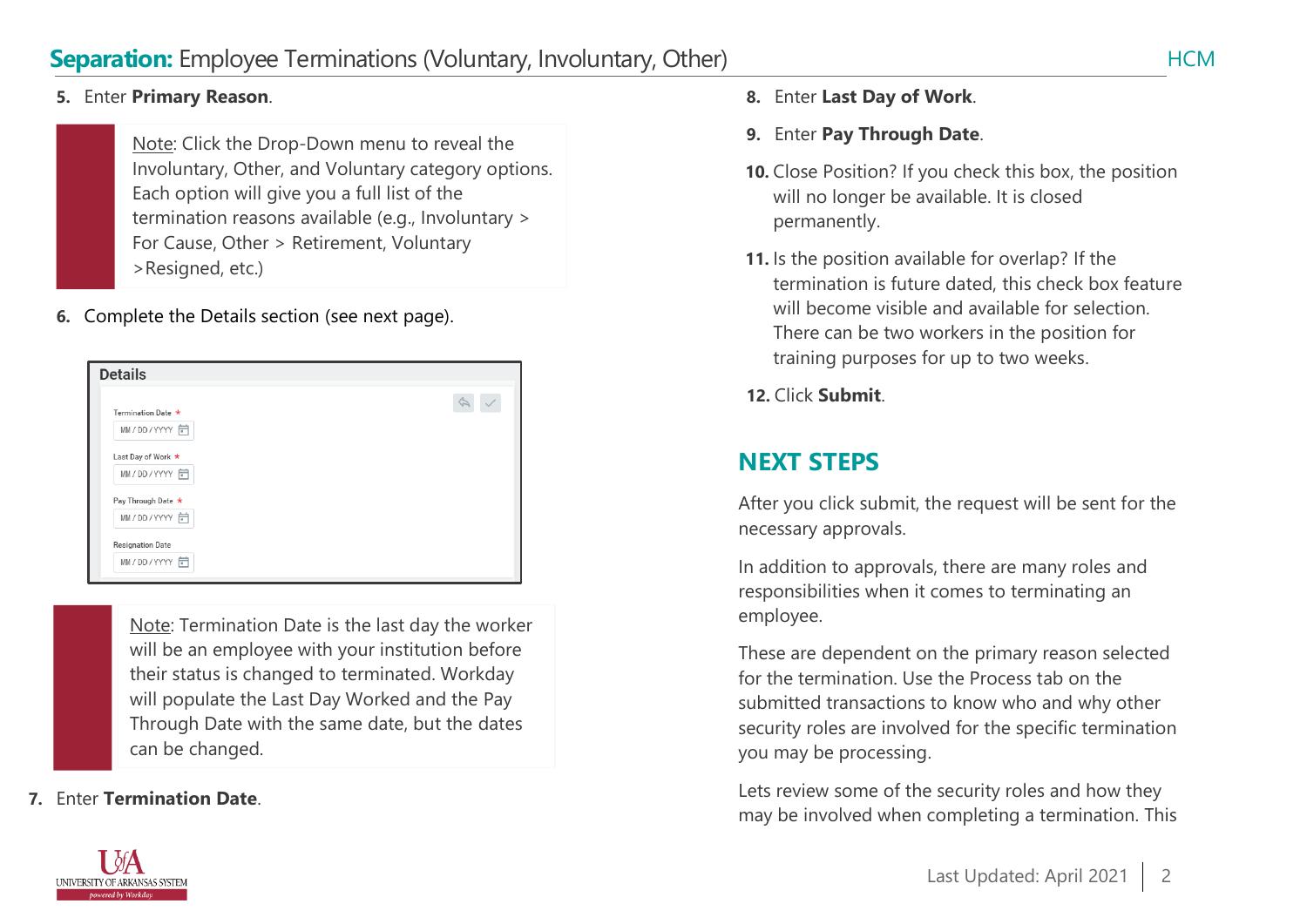5. Enter **Primary Reason**.

> Note: Click the Drop-Down menu to reveal the Involuntary, Other, and Voluntary category options. Each option will give you a full list of the termination reasons available (e.g., Involuntary > For Cause, Other > Retirement, Voluntary >Resigned, etc.)

6. Complete the Details section (see next page).

**Details**

Termination Date *
MM / DD / YYYY

Last Day of Work *
MM / DD / YYYY

Pay Through Date *
MM / DD / YYYY

Resignation Date
MM / DD / YYYY

> Note: Termination Date is the last day the worker will be an employee with your institution before their status is changed to terminated. Workday will populate the Last Day Worked and the Pay Through Date with the same date, but the dates can be changed.

7. Enter **Termination Date**.
8. Enter **Last Day of Work**.
9. Enter **Pay Through Date**.
10. Close Position? If you check this box, the position will no longer be available. It is closed permanently.
11. Is the position available for overlap? If the termination is future dated, this check box feature will become visible and available for selection. There can be two workers in the position for training purposes for up to two weeks.
12. Click **Submit**.

## NEXT STEPS

After you click submit, the request will be sent for the necessary approvals.

In addition to approvals, there are many roles and responsibilities when it comes to terminating an employee.

These are dependent on the primary reason selected for the termination. Use the Process tab on the submitted transactions to know who and why other security roles are involved for the specific termination you may be processing.

Lets review some of the security roles and how they may be involved when completing a termination. This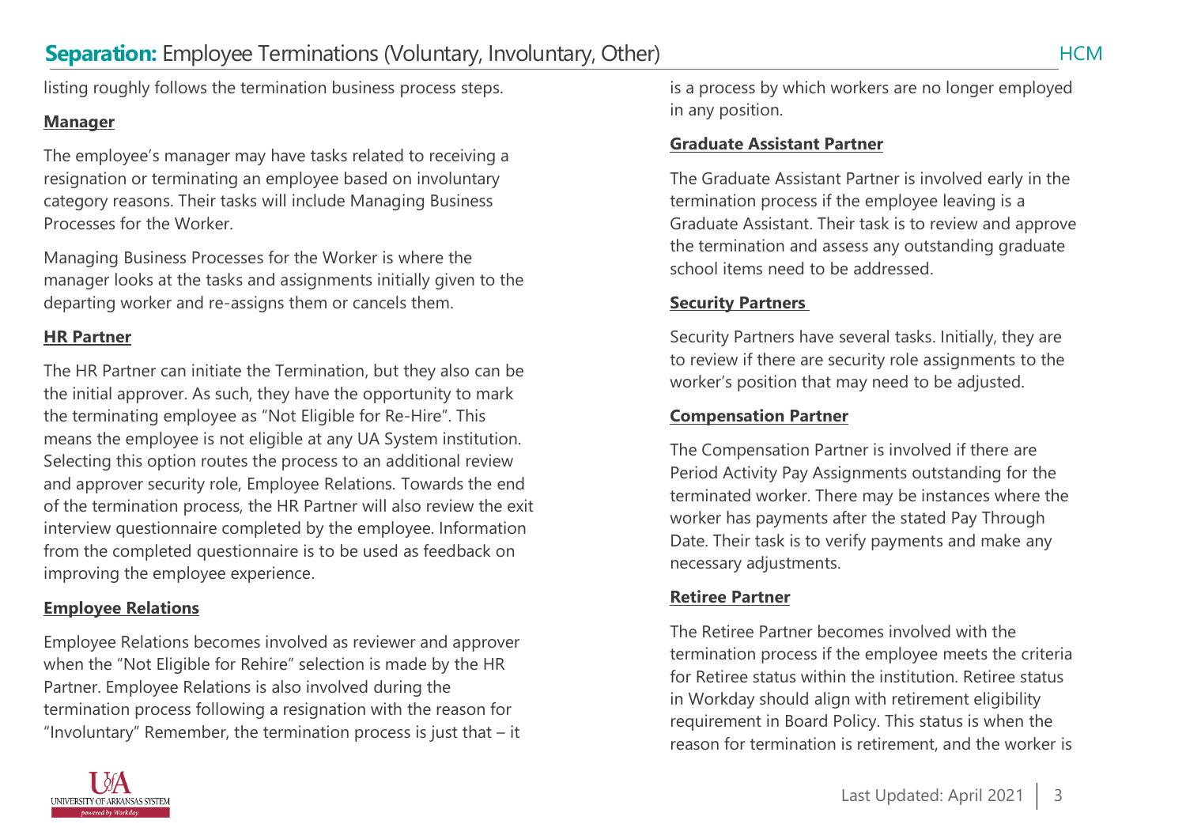listing roughly follows the termination business process steps.

**Manager**

The employee's manager may have tasks related to receiving a resignation or terminating an employee based on involuntary category reasons. Their tasks will include Managing Business Processes for the Worker.

Managing Business Processes for the Worker is where the manager looks at the tasks and assignments initially given to the departing worker and re-assigns them or cancels them.

**HR Partner**

The HR Partner can initiate the Termination, but they also can be the initial approver. As such, they have the opportunity to mark the terminating employee as "Not Eligible for Re-Hire". This means the employee is not eligible at any UA System institution. Selecting this option routes the process to an additional review and approver security role, Employee Relations. Towards the end of the termination process, the HR Partner will also review the exit interview questionnaire completed by the employee. Information from the completed questionnaire is to be used as feedback on improving the employee experience.

**Employee Relations**

Employee Relations becomes involved as reviewer and approver when the "Not Eligible for Rehire" selection is made by the HR Partner. Employee Relations is also involved during the termination process following a resignation with the reason for "Involuntary" Remember, the termination process is just that – it is a process by which workers are no longer employed in any position.

**Graduate Assistant Partner**

The Graduate Assistant Partner is involved early in the termination process if the employee leaving is a Graduate Assistant. Their task is to review and approve the termination and assess any outstanding graduate school items need to be addressed.

**Security Partners**

Security Partners have several tasks. Initially, they are to review if there are security role assignments to the worker's position that may need to be adjusted.

**Compensation Partner**

The Compensation Partner is involved if there are Period Activity Pay Assignments outstanding for the terminated worker. There may be instances where the worker has payments after the stated Pay Through Date. Their task is to verify payments and make any necessary adjustments.

**Retiree Partner**

The Retiree Partner becomes involved with the termination process if the employee meets the criteria for Retiree status within the institution. Retiree status in Workday should align with retirement eligibility requirement in Board Policy. This status is when the reason for termination is retirement, and the worker is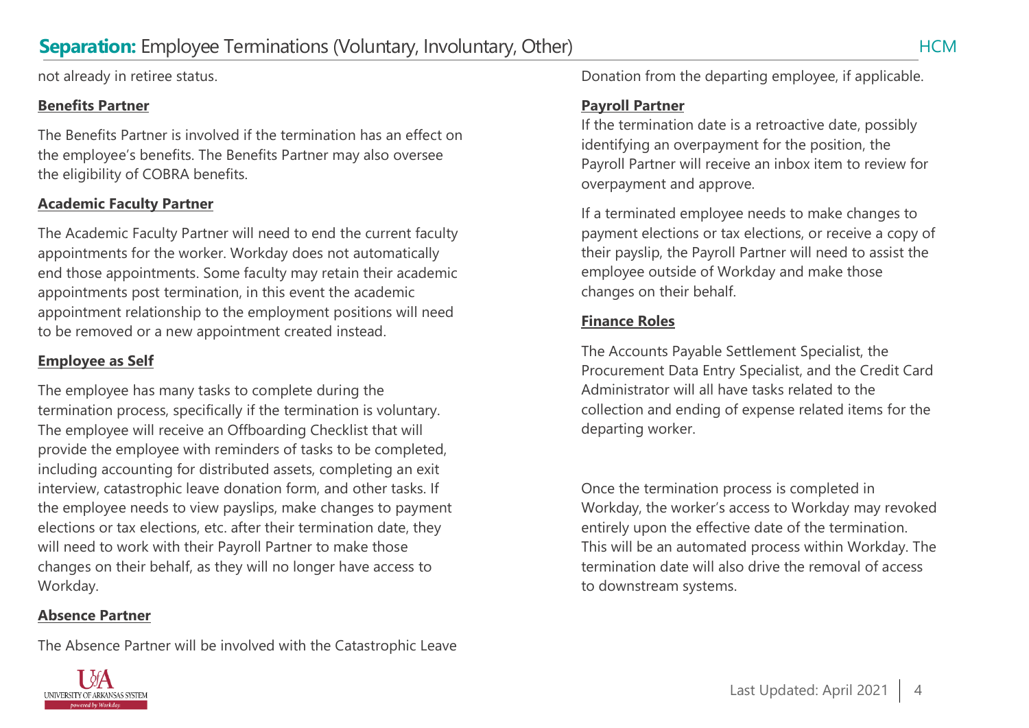not already in retiree status.

**Benefits Partner**

The Benefits Partner is involved if the termination has an effect on the employee's benefits. The Benefits Partner may also oversee the eligibility of COBRA benefits.

**Academic Faculty Partner**

The Academic Faculty Partner will need to end the current faculty appointments for the worker. Workday does not automatically end those appointments. Some faculty may retain their academic appointments post termination, in this event the academic appointment relationship to the employment positions will need to be removed or a new appointment created instead.

**Employee as Self**

The employee has many tasks to complete during the termination process, specifically if the termination is voluntary. The employee will receive an Offboarding Checklist that will provide the employee with reminders of tasks to be completed, including accounting for distributed assets, completing an exit interview, catastrophic leave donation form, and other tasks. If the employee needs to view payslips, make changes to payment elections or tax elections, etc. after their termination date, they will need to work with their Payroll Partner to make those changes on their behalf, as they will no longer have access to Workday.

**Absence Partner**

The Absence Partner will be involved with the Catastrophic Leave Donation from the departing employee, if applicable.

**Payroll Partner**

If the termination date is a retroactive date, possibly identifying an overpayment for the position, the Payroll Partner will receive an inbox item to review for overpayment and approve.

If a terminated employee needs to make changes to payment elections or tax elections, or receive a copy of their payslip, the Payroll Partner will need to assist the employee outside of Workday and make those changes on their behalf.

**Finance Roles**

The Accounts Payable Settlement Specialist, the Procurement Data Entry Specialist, and the Credit Card Administrator will all have tasks related to the collection and ending of expense related items for the departing worker.

Once the termination process is completed in Workday, the worker's access to Workday may revoked entirely upon the effective date of the termination. This will be an automated process within Workday. The termination date will also drive the removal of access to downstream systems.